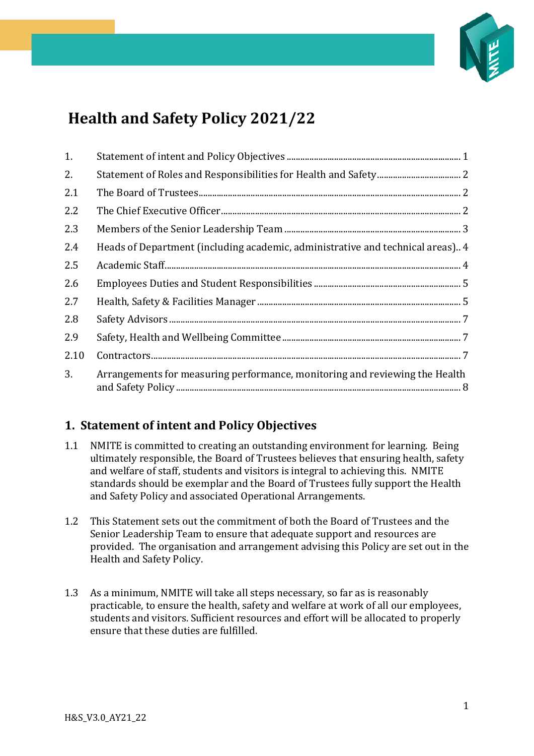# Health and Safety Policy 2021/22

| | | |
|---|---|---|
| 1. | Statement of intent and Policy Objectives | 1 |
| 2. | Statement of Roles and Responsibilities for Health and Safety | 2 |
| 2.1 | The Board of Trustees | 2 |
| 2.2 | The Chief Executive Officer | 2 |
| 2.3 | Members of the Senior Leadership Team | 3 |
| 2.4 | Heads of Department (including academic, administrative and technical areas) | 4 |
| 2.5 | Academic Staff | 4 |
| 2.6 | Employees Duties and Student Responsibilities | 5 |
| 2.7 | Health, Safety & Facilities Manager | 5 |
| 2.8 | Safety Advisors | 7 |
| 2.9 | Safety, Health and Wellbeing Committee | 7 |
| 2.10 | Contractors | 7 |
| 3. | Arrangements for measuring performance, monitoring and reviewing the Health and Safety Policy | 8 |

## 1. Statement of intent and Policy Objectives

1.1 NMITE is committed to creating an outstanding environment for learning. Being ultimately responsible, the Board of Trustees believes that ensuring health, safety and welfare of staff, students and visitors is integral to achieving this. NMITE standards should be exemplar and the Board of Trustees fully support the Health and Safety Policy and associated Operational Arrangements.

1.2 This Statement sets out the commitment of both the Board of Trustees and the Senior Leadership Team to ensure that adequate support and resources are provided. The organisation and arrangement advising this Policy are set out in the Health and Safety Policy.

1.3 As a minimum, NMITE will take all steps necessary, so far as is reasonably practicable, to ensure the health, safety and welfare at work of all our employees, students and visitors. Sufficient resources and effort will be allocated to properly ensure that these duties are fulfilled.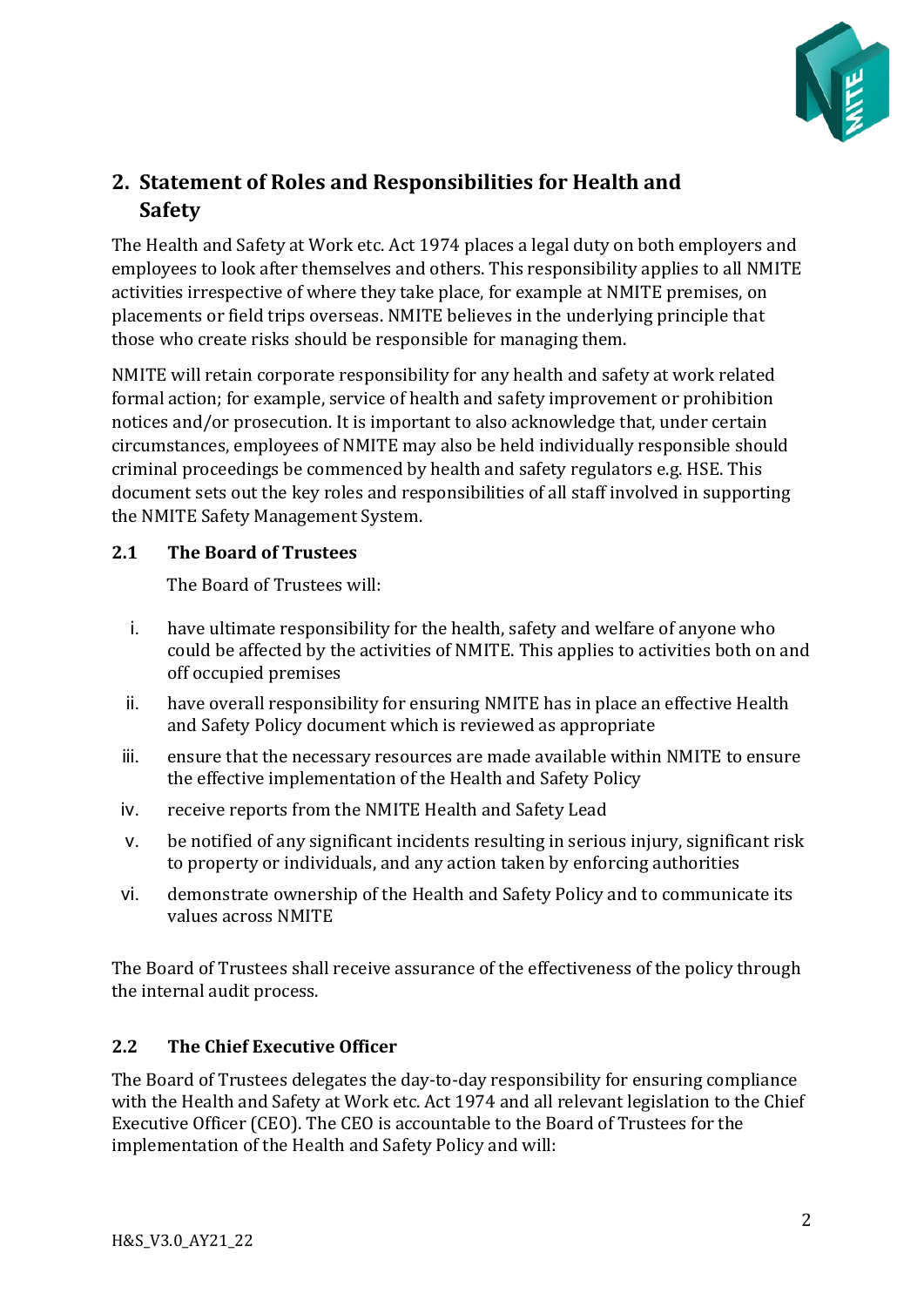## 2. Statement of Roles and Responsibilities for Health and Safety

The Health and Safety at Work etc. Act 1974 places a legal duty on both employers and employees to look after themselves and others. This responsibility applies to all NMITE activities irrespective of where they take place, for example at NMITE premises, on placements or field trips overseas. NMITE believes in the underlying principle that those who create risks should be responsible for managing them.

NMITE will retain corporate responsibility for any health and safety at work related formal action; for example, service of health and safety improvement or prohibition notices and/or prosecution. It is important to also acknowledge that, under certain circumstances, employees of NMITE may also be held individually responsible should criminal proceedings be commenced by health and safety regulators e.g. HSE. This document sets out the key roles and responsibilities of all staff involved in supporting the NMITE Safety Management System.

### 2.1 The Board of Trustees

The Board of Trustees will:

i. have ultimate responsibility for the health, safety and welfare of anyone who could be affected by the activities of NMITE. This applies to activities both on and off occupied premises
ii. have overall responsibility for ensuring NMITE has in place an effective Health and Safety Policy document which is reviewed as appropriate
iii. ensure that the necessary resources are made available within NMITE to ensure the effective implementation of the Health and Safety Policy
iv. receive reports from the NMITE Health and Safety Lead
v. be notified of any significant incidents resulting in serious injury, significant risk to property or individuals, and any action taken by enforcing authorities
vi. demonstrate ownership of the Health and Safety Policy and to communicate its values across NMITE

The Board of Trustees shall receive assurance of the effectiveness of the policy through the internal audit process.

### 2.2 The Chief Executive Officer

The Board of Trustees delegates the day-to-day responsibility for ensuring compliance with the Health and Safety at Work etc. Act 1974 and all relevant legislation to the Chief Executive Officer (CEO). The CEO is accountable to the Board of Trustees for the implementation of the Health and Safety Policy and will: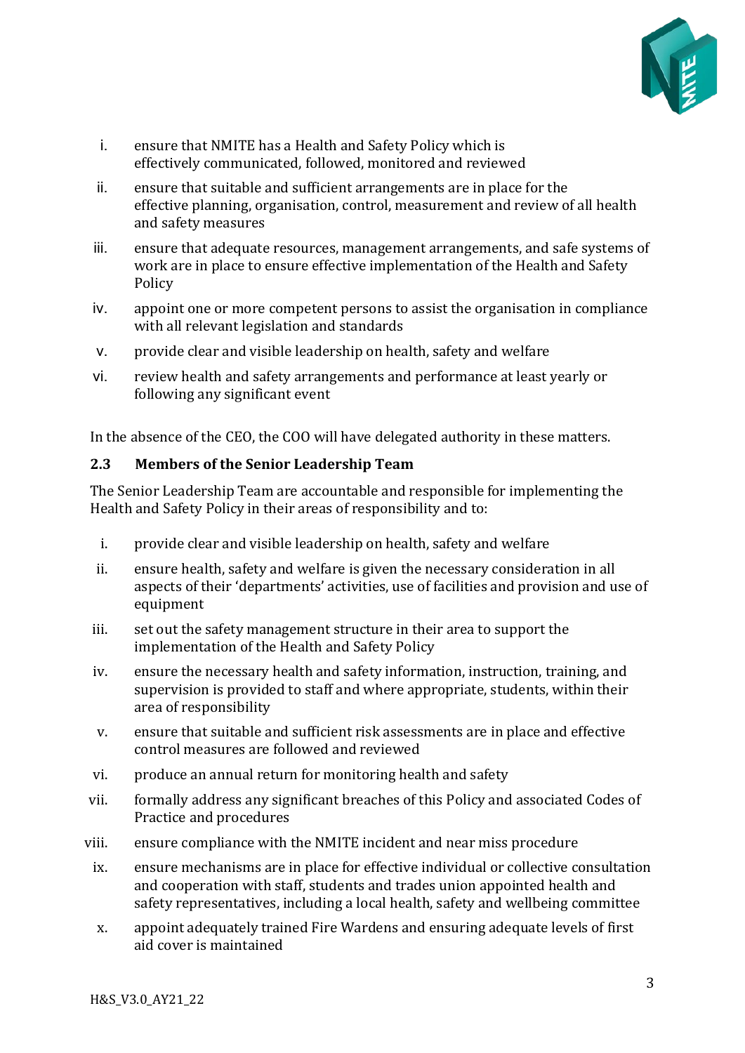i. ensure that NMITE has a Health and Safety Policy which is effectively communicated, followed, monitored and reviewed
ii. ensure that suitable and sufficient arrangements are in place for the effective planning, organisation, control, measurement and review of all health and safety measures
iii. ensure that adequate resources, management arrangements, and safe systems of work are in place to ensure effective implementation of the Health and Safety Policy
iv. appoint one or more competent persons to assist the organisation in compliance with all relevant legislation and standards
v. provide clear and visible leadership on health, safety and welfare
vi. review health and safety arrangements and performance at least yearly or following any significant event

In the absence of the CEO, the COO will have delegated authority in these matters.

### 2.3 Members of the Senior Leadership Team

The Senior Leadership Team are accountable and responsible for implementing the Health and Safety Policy in their areas of responsibility and to:

i. provide clear and visible leadership on health, safety and welfare
ii. ensure health, safety and welfare is given the necessary consideration in all aspects of their 'departments' activities, use of facilities and provision and use of equipment
iii. set out the safety management structure in their area to support the implementation of the Health and Safety Policy
iv. ensure the necessary health and safety information, instruction, training, and supervision is provided to staff and where appropriate, students, within their area of responsibility
v. ensure that suitable and sufficient risk assessments are in place and effective control measures are followed and reviewed
vi. produce an annual return for monitoring health and safety
vii. formally address any significant breaches of this Policy and associated Codes of Practice and procedures
viii. ensure compliance with the NMITE incident and near miss procedure
ix. ensure mechanisms are in place for effective individual or collective consultation and cooperation with staff, students and trades union appointed health and safety representatives, including a local health, safety and wellbeing committee
x. appoint adequately trained Fire Wardens and ensuring adequate levels of first aid cover is maintained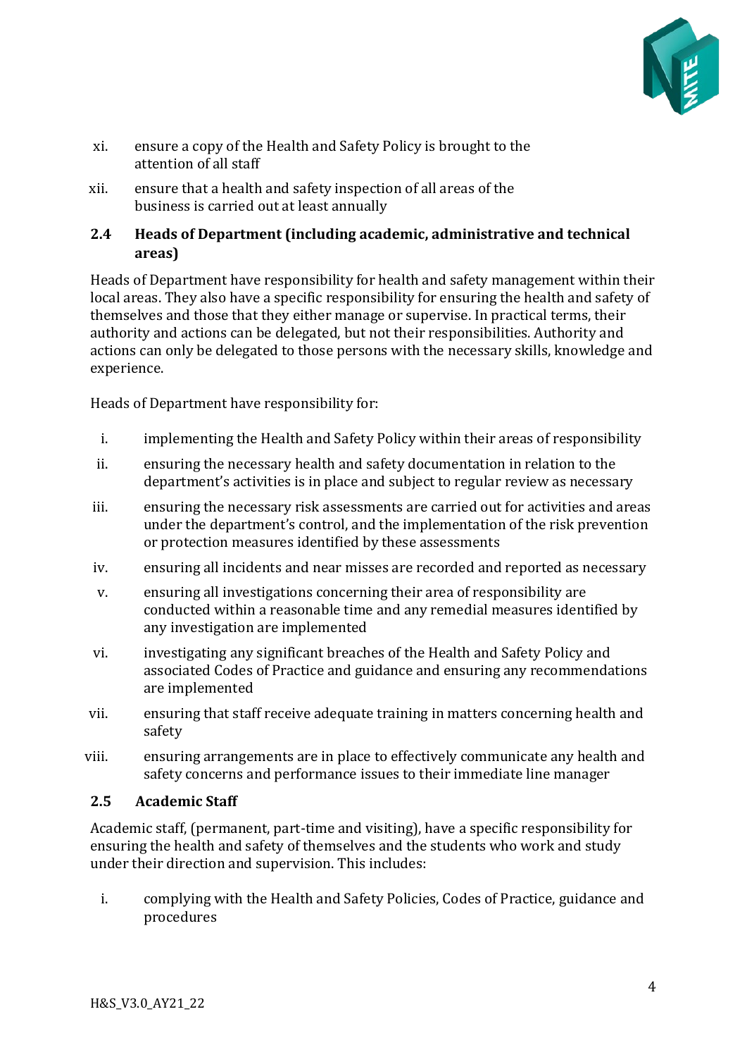xi. ensure a copy of the Health and Safety Policy is brought to the attention of all staff

xii. ensure that a health and safety inspection of all areas of the business is carried out at least annually

### 2.4 Heads of Department (including academic, administrative and technical areas)

Heads of Department have responsibility for health and safety management within their local areas. They also have a specific responsibility for ensuring the health and safety of themselves and those that they either manage or supervise. In practical terms, their authority and actions can be delegated, but not their responsibilities. Authority and actions can only be delegated to those persons with the necessary skills, knowledge and experience.

Heads of Department have responsibility for:

i. implementing the Health and Safety Policy within their areas of responsibility

ii. ensuring the necessary health and safety documentation in relation to the department's activities is in place and subject to regular review as necessary

iii. ensuring the necessary risk assessments are carried out for activities and areas under the department's control, and the implementation of the risk prevention or protection measures identified by these assessments

iv. ensuring all incidents and near misses are recorded and reported as necessary

v. ensuring all investigations concerning their area of responsibility are conducted within a reasonable time and any remedial measures identified by any investigation are implemented

vi. investigating any significant breaches of the Health and Safety Policy and associated Codes of Practice and guidance and ensuring any recommendations are implemented

vii. ensuring that staff receive adequate training in matters concerning health and safety

viii. ensuring arrangements are in place to effectively communicate any health and safety concerns and performance issues to their immediate line manager

### 2.5 Academic Staff

Academic staff, (permanent, part-time and visiting), have a specific responsibility for ensuring the health and safety of themselves and the students who work and study under their direction and supervision. This includes:

i. complying with the Health and Safety Policies, Codes of Practice, guidance and procedures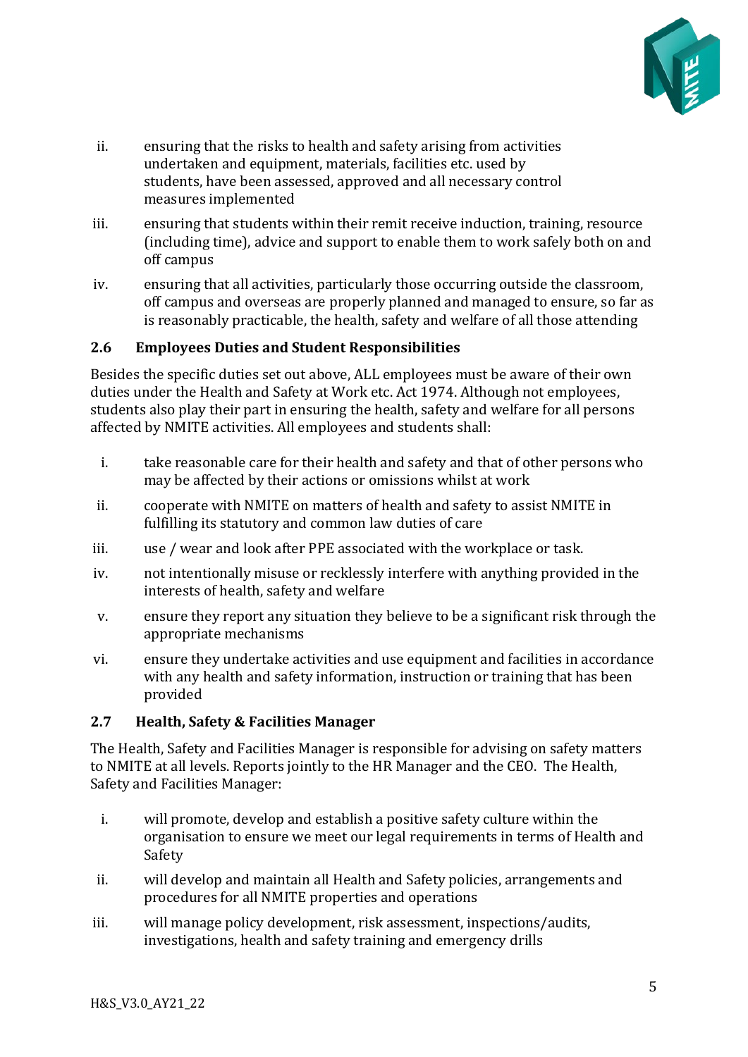ii. ensuring that the risks to health and safety arising from activities undertaken and equipment, materials, facilities etc. used by students, have been assessed, approved and all necessary control measures implemented

iii. ensuring that students within their remit receive induction, training, resource (including time), advice and support to enable them to work safely both on and off campus

iv. ensuring that all activities, particularly those occurring outside the classroom, off campus and overseas are properly planned and managed to ensure, so far as is reasonably practicable, the health, safety and welfare of all those attending

### 2.6 Employees Duties and Student Responsibilities

Besides the specific duties set out above, ALL employees must be aware of their own duties under the Health and Safety at Work etc. Act 1974. Although not employees, students also play their part in ensuring the health, safety and welfare for all persons affected by NMITE activities. All employees and students shall:

i. take reasonable care for their health and safety and that of other persons who may be affected by their actions or omissions whilst at work

ii. cooperate with NMITE on matters of health and safety to assist NMITE in fulfilling its statutory and common law duties of care

iii. use / wear and look after PPE associated with the workplace or task.

iv. not intentionally misuse or recklessly interfere with anything provided in the interests of health, safety and welfare

v. ensure they report any situation they believe to be a significant risk through the appropriate mechanisms

vi. ensure they undertake activities and use equipment and facilities in accordance with any health and safety information, instruction or training that has been provided

### 2.7 Health, Safety & Facilities Manager

The Health, Safety and Facilities Manager is responsible for advising on safety matters to NMITE at all levels. Reports jointly to the HR Manager and the CEO. The Health, Safety and Facilities Manager:

i. will promote, develop and establish a positive safety culture within the organisation to ensure we meet our legal requirements in terms of Health and Safety

ii. will develop and maintain all Health and Safety policies, arrangements and procedures for all NMITE properties and operations

iii. will manage policy development, risk assessment, inspections/audits, investigations, health and safety training and emergency drills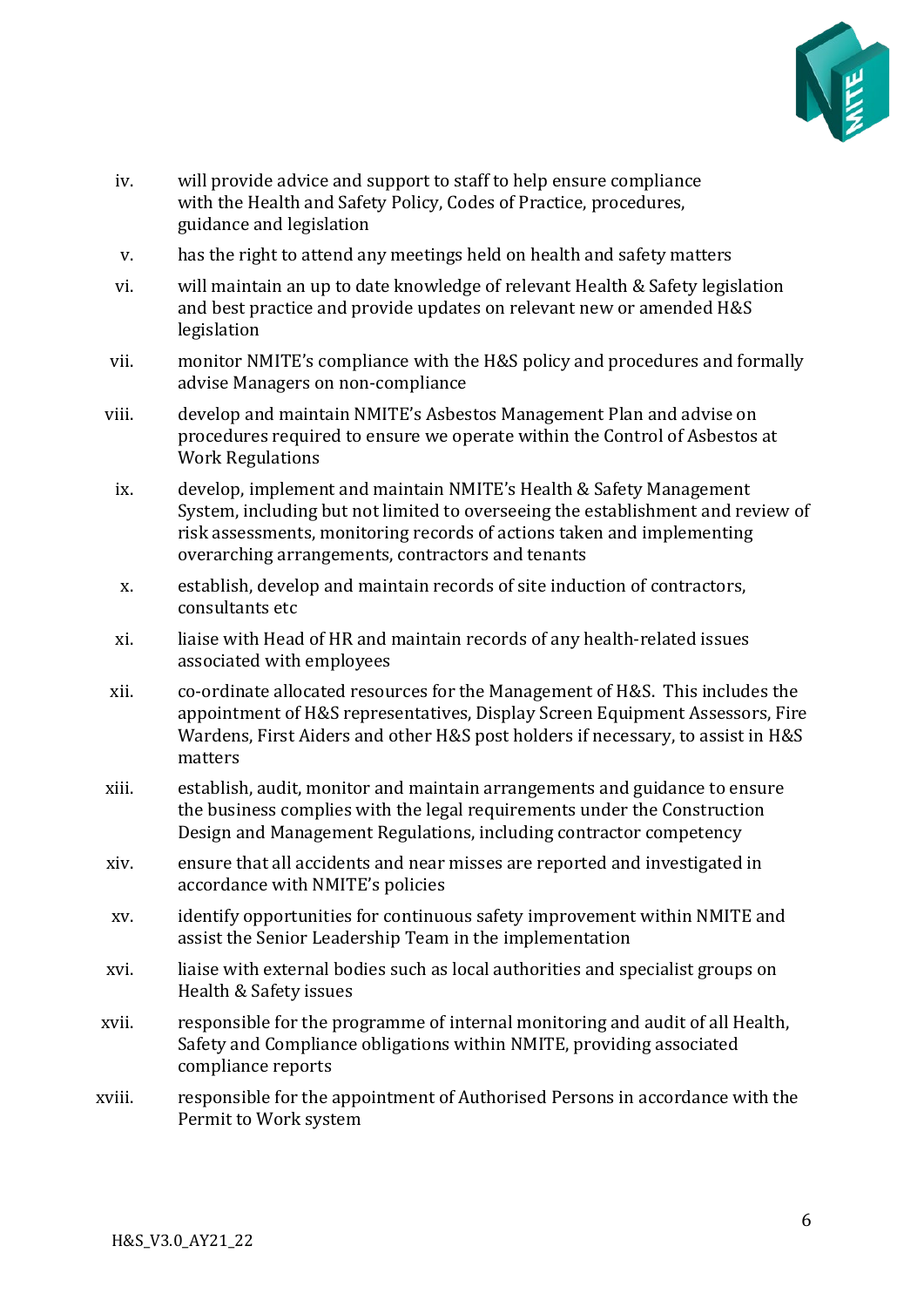iv. will provide advice and support to staff to help ensure compliance with the Health and Safety Policy, Codes of Practice, procedures, guidance and legislation

v. has the right to attend any meetings held on health and safety matters

vi. will maintain an up to date knowledge of relevant Health & Safety legislation and best practice and provide updates on relevant new or amended H&S legislation

vii. monitor NMITE's compliance with the H&S policy and procedures and formally advise Managers on non-compliance

viii. develop and maintain NMITE's Asbestos Management Plan and advise on procedures required to ensure we operate within the Control of Asbestos at Work Regulations

ix. develop, implement and maintain NMITE's Health & Safety Management System, including but not limited to overseeing the establishment and review of risk assessments, monitoring records of actions taken and implementing overarching arrangements, contractors and tenants

x. establish, develop and maintain records of site induction of contractors, consultants etc

xi. liaise with Head of HR and maintain records of any health-related issues associated with employees

xii. co-ordinate allocated resources for the Management of H&S. This includes the appointment of H&S representatives, Display Screen Equipment Assessors, Fire Wardens, First Aiders and other H&S post holders if necessary, to assist in H&S matters

xiii. establish, audit, monitor and maintain arrangements and guidance to ensure the business complies with the legal requirements under the Construction Design and Management Regulations, including contractor competency

xiv. ensure that all accidents and near misses are reported and investigated in accordance with NMITE's policies

xv. identify opportunities for continuous safety improvement within NMITE and assist the Senior Leadership Team in the implementation

xvi. liaise with external bodies such as local authorities and specialist groups on Health & Safety issues

xvii. responsible for the programme of internal monitoring and audit of all Health, Safety and Compliance obligations within NMITE, providing associated compliance reports

xviii. responsible for the appointment of Authorised Persons in accordance with the Permit to Work system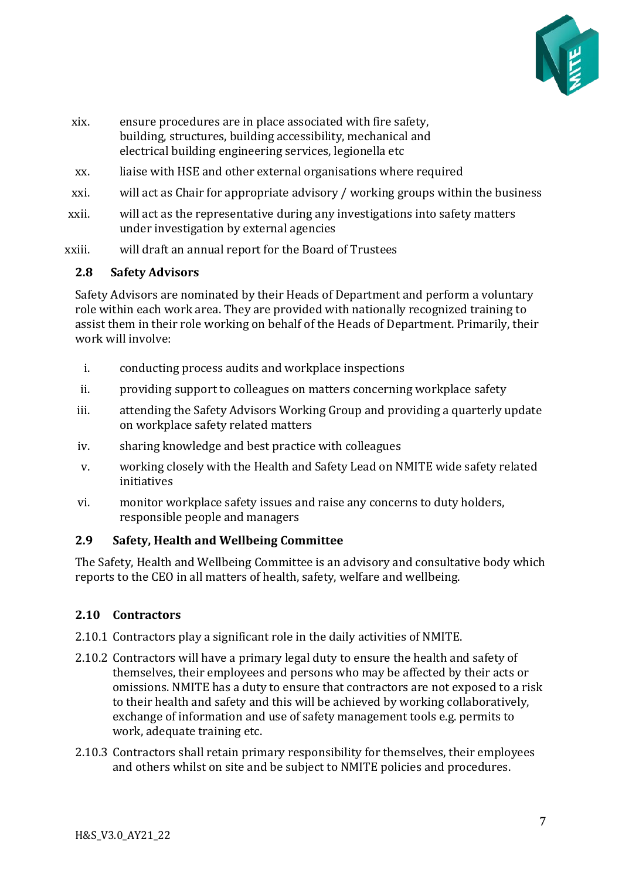xix. ensure procedures are in place associated with fire safety, building, structures, building accessibility, mechanical and electrical building engineering services, legionella etc

xx. liaise with HSE and other external organisations where required

xxi. will act as Chair for appropriate advisory / working groups within the business

xxii. will act as the representative during any investigations into safety matters under investigation by external agencies

xxiii. will draft an annual report for the Board of Trustees

### 2.8 Safety Advisors

Safety Advisors are nominated by their Heads of Department and perform a voluntary role within each work area. They are provided with nationally recognized training to assist them in their role working on behalf of the Heads of Department. Primarily, their work will involve:

i. conducting process audits and workplace inspections

ii. providing support to colleagues on matters concerning workplace safety

iii. attending the Safety Advisors Working Group and providing a quarterly update on workplace safety related matters

iv. sharing knowledge and best practice with colleagues

v. working closely with the Health and Safety Lead on NMITE wide safety related initiatives

vi. monitor workplace safety issues and raise any concerns to duty holders, responsible people and managers

### 2.9 Safety, Health and Wellbeing Committee

The Safety, Health and Wellbeing Committee is an advisory and consultative body which reports to the CEO in all matters of health, safety, welfare and wellbeing.

### 2.10 Contractors

2.10.1 Contractors play a significant role in the daily activities of NMITE.

2.10.2 Contractors will have a primary legal duty to ensure the health and safety of themselves, their employees and persons who may be affected by their acts or omissions. NMITE has a duty to ensure that contractors are not exposed to a risk to their health and safety and this will be achieved by working collaboratively, exchange of information and use of safety management tools e.g. permits to work, adequate training etc.

2.10.3 Contractors shall retain primary responsibility for themselves, their employees and others whilst on site and be subject to NMITE policies and procedures.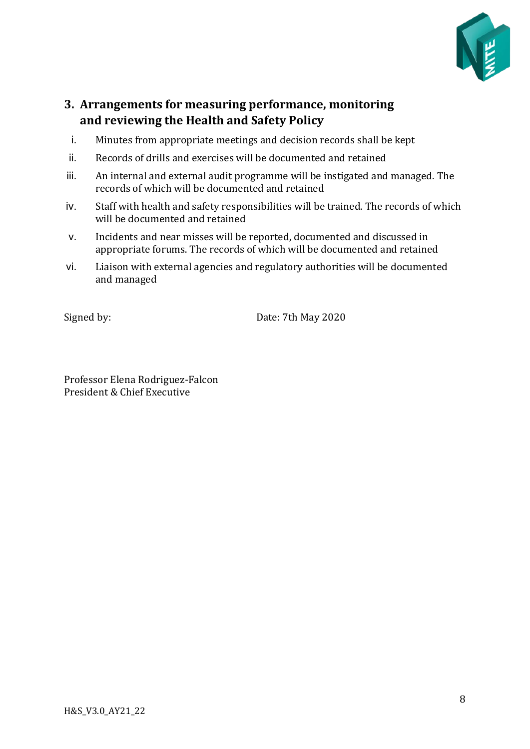## 3. Arrangements for measuring performance, monitoring and reviewing the Health and Safety Policy

i. Minutes from appropriate meetings and decision records shall be kept

ii. Records of drills and exercises will be documented and retained

iii. An internal and external audit programme will be instigated and managed. The records of which will be documented and retained

iv. Staff with health and safety responsibilities will be trained. The records of which will be documented and retained

v. Incidents and near misses will be reported, documented and discussed in appropriate forums. The records of which will be documented and retained

vi. Liaison with external agencies and regulatory authorities will be documented and managed

Signed by: Date: 7th May 2020

Professor Elena Rodriguez-Falcon
President & Chief Executive

H&S_V3.0_AY21_22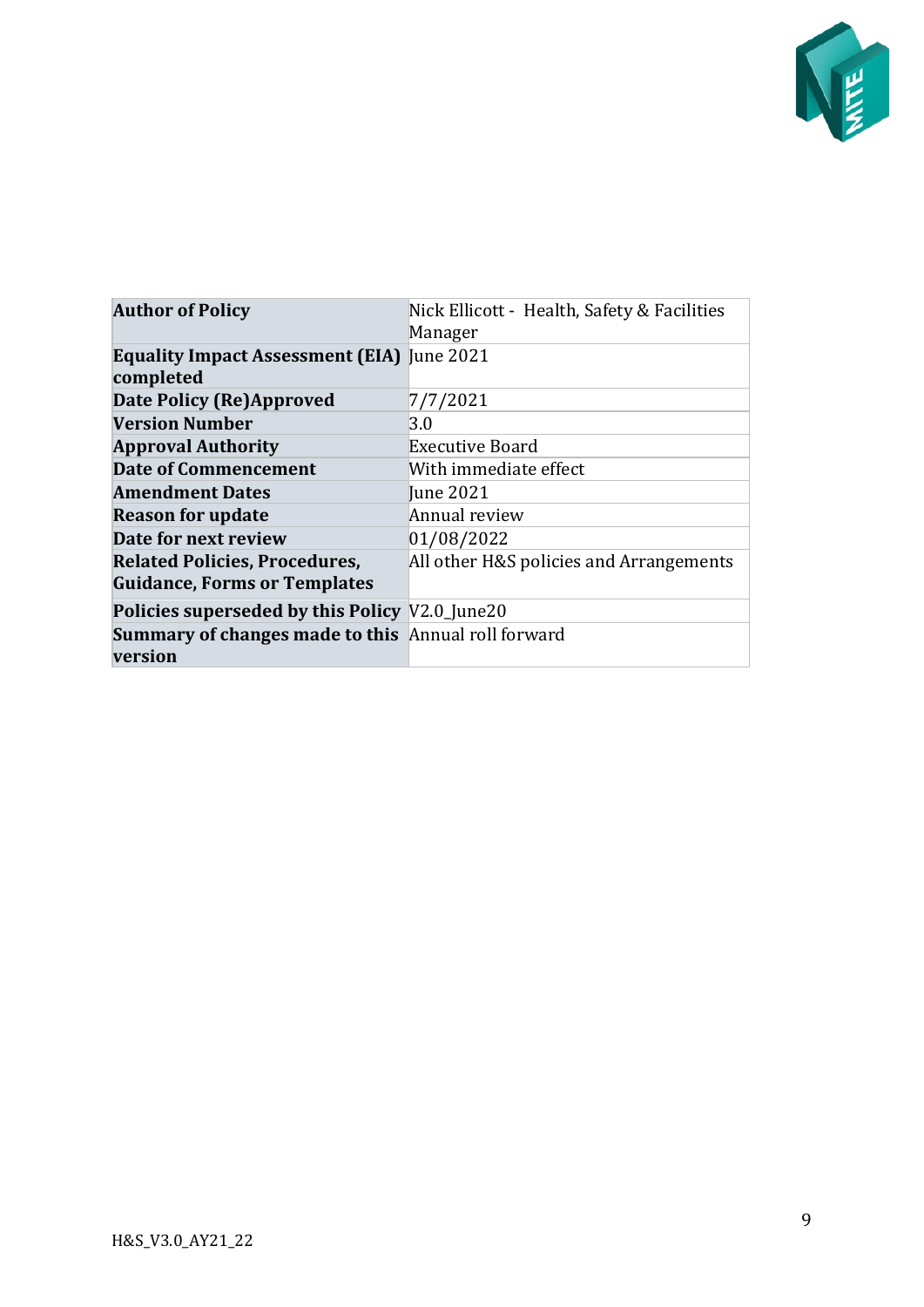| | |
|---|---|
| **Author of Policy** | Nick Ellicott - Health, Safety & Facilities Manager |
| **Equality Impact Assessment (EIA) completed** | June 2021 |
| **Date Policy (Re)Approved** | 7/7/2021 |
| **Version Number** | 3.0 |
| **Approval Authority** | Executive Board |
| **Date of Commencement** | With immediate effect |
| **Amendment Dates** | June 2021 |
| **Reason for update** | Annual review |
| **Date for next review** | 01/08/2022 |
| **Related Policies, Procedures, Guidance, Forms or Templates** | All other H&S policies and Arrangements |
| **Policies superseded by this Policy** | V2.0_June20 |
| **Summary of changes made to this version** | Annual roll forward |